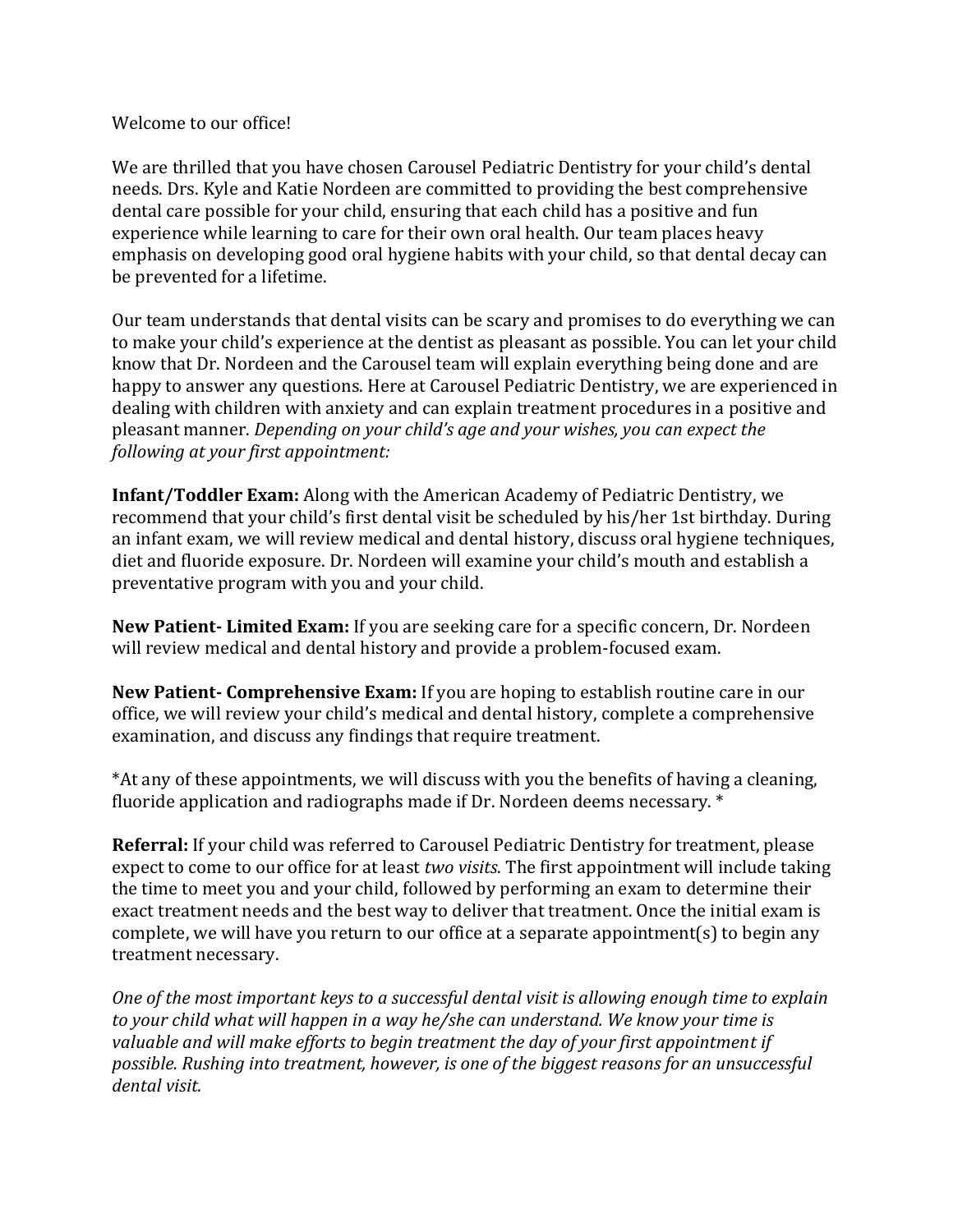Welcome to our office!

We are thrilled that you have chosen Carousel Pediatric Dentistry for your child's dental needs. Drs. Kyle and Katie Nordeen are committed to providing the best comprehensive dental care possible for your child, ensuring that each child has a positive and fun experience while learning to care for their own oral health. Our team places heavy emphasis on developing good oral hygiene habits with your child, so that dental decay can be prevented for a lifetime.

Our team understands that dental visits can be scary and promises to do everything we can to make your child's experience at the dentist as pleasant as possible. You can let your child know that Dr. Nordeen and the Carousel team will explain everything being done and are happy to answer any questions. Here at Carousel Pediatric Dentistry, we are experienced in dealing with children with anxiety and can explain treatment procedures in a positive and pleasant manner. *Depending on your child's age and your wishes, you can expect the following at your first appointment:*

**Infant/Toddler Exam:** Along with the American Academy of Pediatric Dentistry, we recommend that your child's first dental visit be scheduled by his/her 1st birthday. During an infant exam, we will review medical and dental history, discuss oral hygiene techniques, diet and fluoride exposure. Dr. Nordeen will examine your child's mouth and establish a preventative program with you and your child.

**New Patient- Limited Exam:** If you are seeking care for a specific concern, Dr. Nordeen will review medical and dental history and provide a problem-focused exam.

**New Patient- Comprehensive Exam:** If you are hoping to establish routine care in our office, we will review your child's medical and dental history, complete a comprehensive examination, and discuss any findings that require treatment.

*At any of these appointments, we will discuss with you the benefits of having a cleaning, fluoride application and radiographs made if Dr. Nordeen deems necessary. *

**Referral:** If your child was referred to Carousel Pediatric Dentistry for treatment, please expect to come to our office for at least *two visits*. The first appointment will include taking the time to meet you and your child, followed by performing an exam to determine their exact treatment needs and the best way to deliver that treatment. Once the initial exam is complete, we will have you return to our office at a separate appointment(s) to begin any treatment necessary.

*One of the most important keys to a successful dental visit is allowing enough time to explain to your child what will happen in a way he/she can understand. We know your time is valuable and will make efforts to begin treatment the day of your first appointment if possible. Rushing into treatment, however, is one of the biggest reasons for an unsuccessful dental visit.*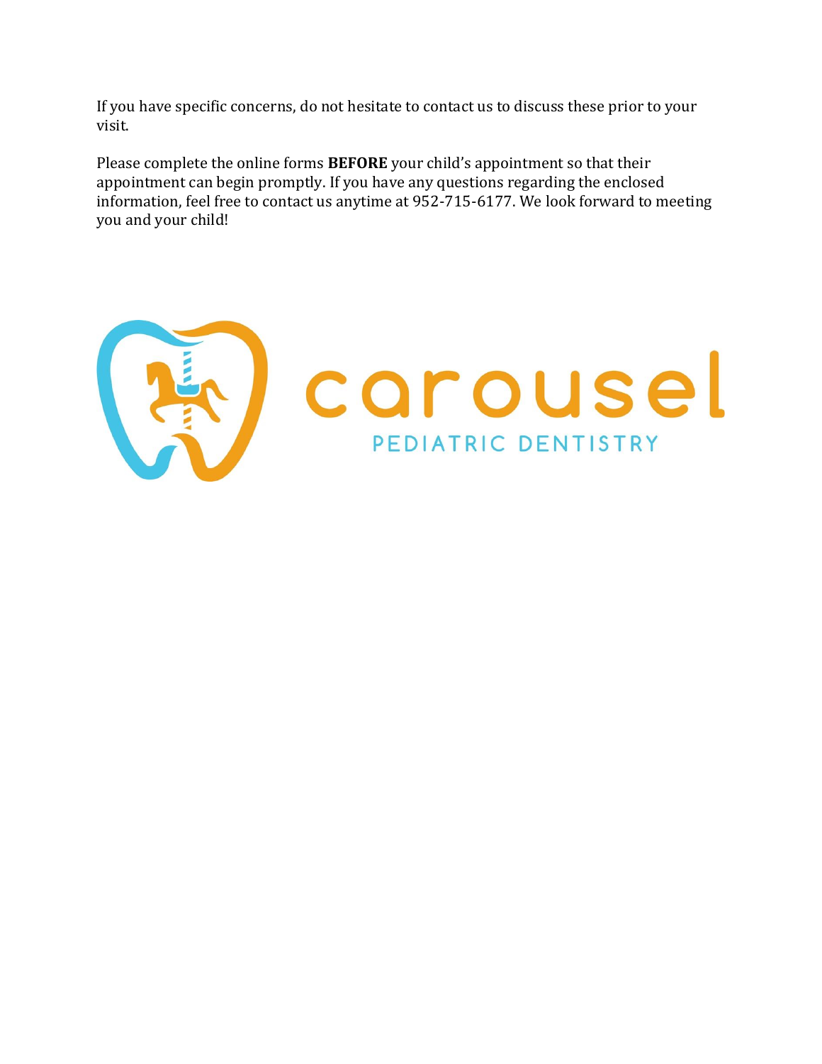If you have specific concerns, do not hesitate to contact us to discuss these prior to your visit.

Please complete the online forms **BEFORE** your child's appointment so that their appointment can begin promptly. If you have any questions regarding the enclosed information, feel free to contact us anytime at 952-715-6177. We look forward to meeting you and your child!

carousel

PEDIATRIC DENTISTRY